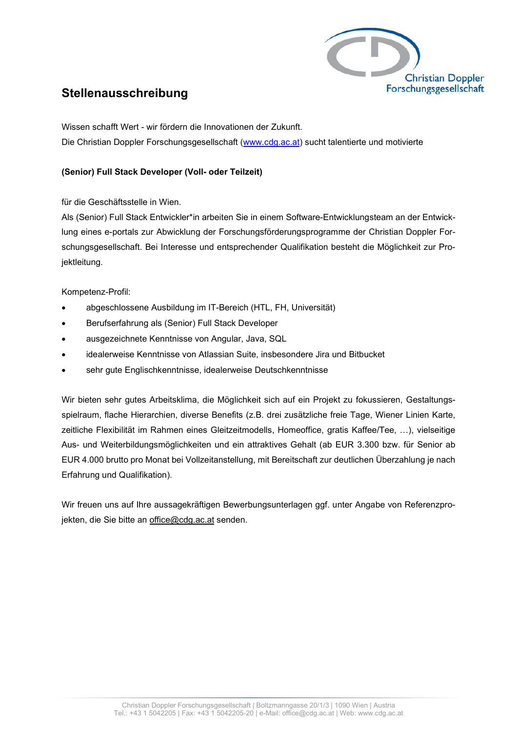# Stellenausschreibung

Wissen schafft Wert - wir fördern die Innovationen der Zukunft.
Die Christian Doppler Forschungsgesellschaft (www.cdg.ac.at) sucht talentierte und motivierte

**(Senior) Full Stack Developer (Voll- oder Teilzeit)**

für die Geschäftsstelle in Wien.
Als (Senior) Full Stack Entwickler*in arbeiten Sie in einem Software-Entwicklungsteam an der Entwicklung eines e-portals zur Abwicklung der Forschungsförderungsprogramme der Christian Doppler Forschungsgesellschaft. Bei Interesse und entsprechender Qualifikation besteht die Möglichkeit zur Projektleitung.

Kompetenz-Profil:

- abgeschlossene Ausbildung im IT-Bereich (HTL, FH, Universität)
- Berufserfahrung als (Senior) Full Stack Developer
- ausgezeichnete Kenntnisse von Angular, Java, SQL
- idealerweise Kenntnisse von Atlassian Suite, insbesondere Jira und Bitbucket
- sehr gute Englischkenntnisse, idealerweise Deutschkenntnisse

Wir bieten sehr gutes Arbeitsklima, die Möglichkeit sich auf ein Projekt zu fokussieren, Gestaltungsspielraum, flache Hierarchien, diverse Benefits (z.B. drei zusätzliche freie Tage, Wiener Linien Karte, zeitliche Flexibilität im Rahmen eines Gleitzeitmodells, Homeoffice, gratis Kaffee/Tee, …), vielseitige Aus- und Weiterbildungsmöglichkeiten und ein attraktives Gehalt (ab EUR 3.300 bzw. für Senior ab EUR 4.000 brutto pro Monat bei Vollzeitanstellung, mit Bereitschaft zur deutlichen Überzahlung je nach Erfahrung und Qualifikation).

Wir freuen uns auf Ihre aussagekräftigen Bewerbungsunterlagen ggf. unter Angabe von Referenzprojekten, die Sie bitte an office@cdg.ac.at senden.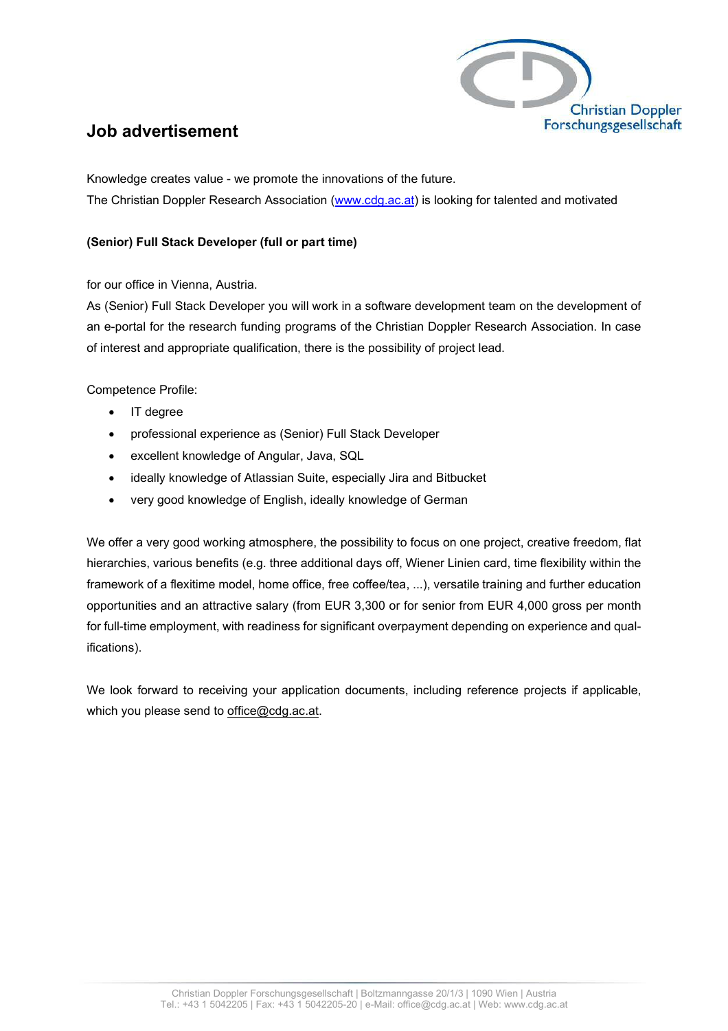# Job advertisement

Knowledge creates value - we promote the innovations of the future.
The Christian Doppler Research Association (www.cdg.ac.at) is looking for talented and motivated

**(Senior) Full Stack Developer (full or part time)**

for our office in Vienna, Austria.
As (Senior) Full Stack Developer you will work in a software development team on the development of an e-portal for the research funding programs of the Christian Doppler Research Association. In case of interest and appropriate qualification, there is the possibility of project lead.

Competence Profile:

- IT degree
- professional experience as (Senior) Full Stack Developer
- excellent knowledge of Angular, Java, SQL
- ideally knowledge of Atlassian Suite, especially Jira and Bitbucket
- very good knowledge of English, ideally knowledge of German

We offer a very good working atmosphere, the possibility to focus on one project, creative freedom, flat hierarchies, various benefits (e.g. three additional days off, Wiener Linien card, time flexibility within the framework of a flexitime model, home office, free coffee/tea, ...), versatile training and further education opportunities and an attractive salary (from EUR 3,300 or for senior from EUR 4,000 gross per month for full-time employment, with readiness for significant overpayment depending on experience and qualifications).

We look forward to receiving your application documents, including reference projects if applicable, which you please send to office@cdg.ac.at.

Christian Doppler Forschungsgesellschaft | Boltzmanngasse 20/1/3 | 1090 Wien | Austria
Tel.: +43 1 5042205 | Fax: +43 1 5042205-20 | e-Mail: office@cdg.ac.at | Web: www.cdg.ac.at